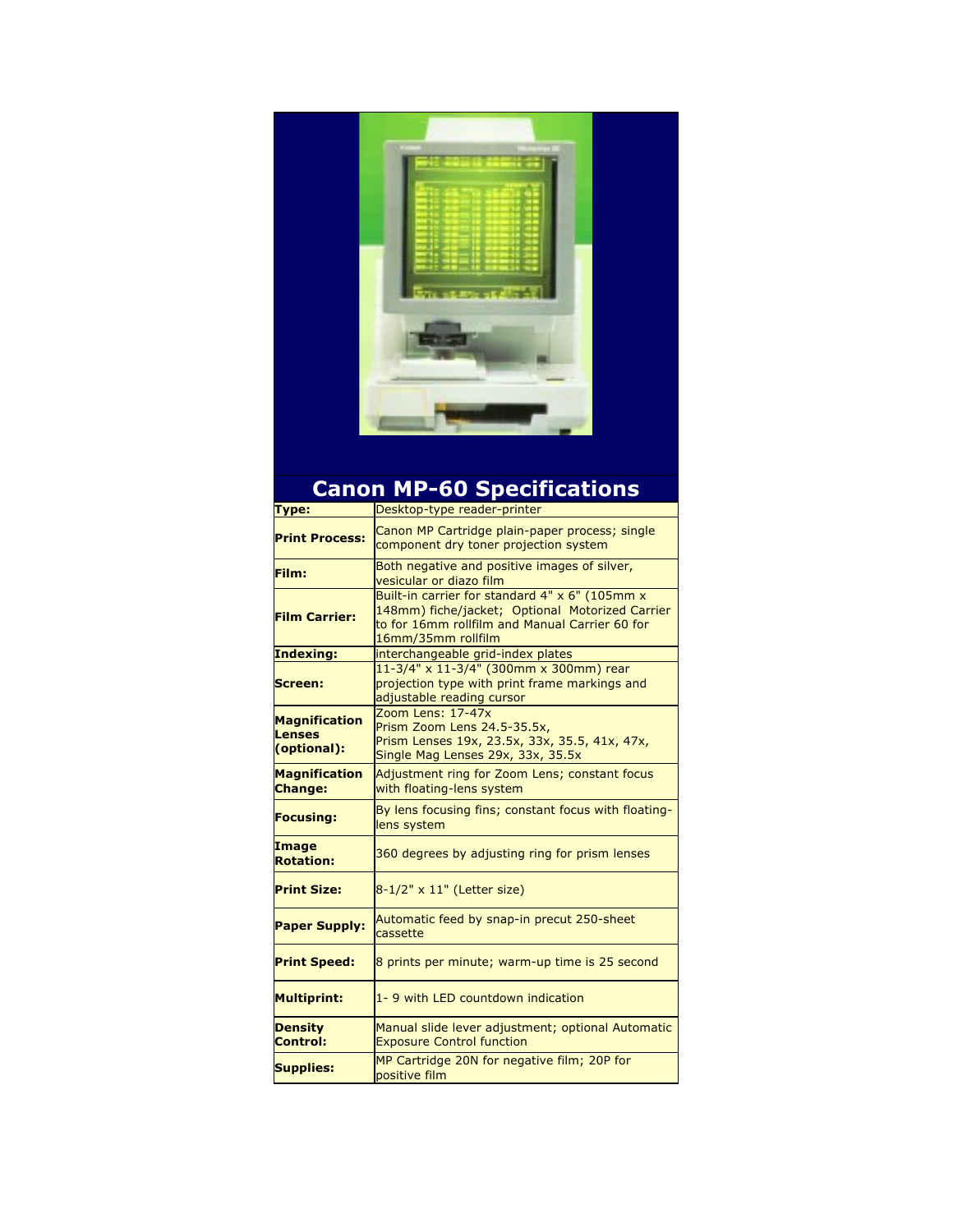# Canon MP-60 Specifications

| | |
|---|---|
| **Type:** | Desktop-type reader-printer |
| **Print Process:** | Canon MP Cartridge plain-paper process; single component dry toner projection system |
| **Film:** | Both negative and positive images of silver, vesicular or diazo film |
| **Film Carrier:** | Built-in carrier for standard 4" x 6" (105mm x 148mm) fiche/jacket; Optional Motorized Carrier to for 16mm rollfilm and Manual Carrier 60 for 16mm/35mm rollfilm |
| **Indexing:** | interchangeable grid-index plates |
| **Screen:** | 11-3/4" x 11-3/4" (300mm x 300mm) rear projection type with print frame markings and adjustable reading cursor |
| **Magnification Lenses (optional):** | Zoom Lens: 17-47x<br>Prism Zoom Lens 24.5-35.5x,<br>Prism Lenses 19x, 23.5x, 33x, 35.5, 41x, 47x,<br>Single Mag Lenses 29x, 33x, 35.5x |
| **Magnification Change:** | Adjustment ring for Zoom Lens; constant focus with floating-lens system |
| **Focusing:** | By lens focusing fins; constant focus with floating-lens system |
| **Image Rotation:** | 360 degrees by adjusting ring for prism lenses |
| **Print Size:** | 8-1/2" x 11" (Letter size) |
| **Paper Supply:** | Automatic feed by snap-in precut 250-sheet cassette |
| **Print Speed:** | 8 prints per minute; warm-up time is 25 second |
| **Multiprint:** | 1- 9 with LED countdown indication |
| **Density Control:** | Manual slide lever adjustment; optional Automatic Exposure Control function |
| **Supplies:** | MP Cartridge 20N for negative film; 20P for positive film |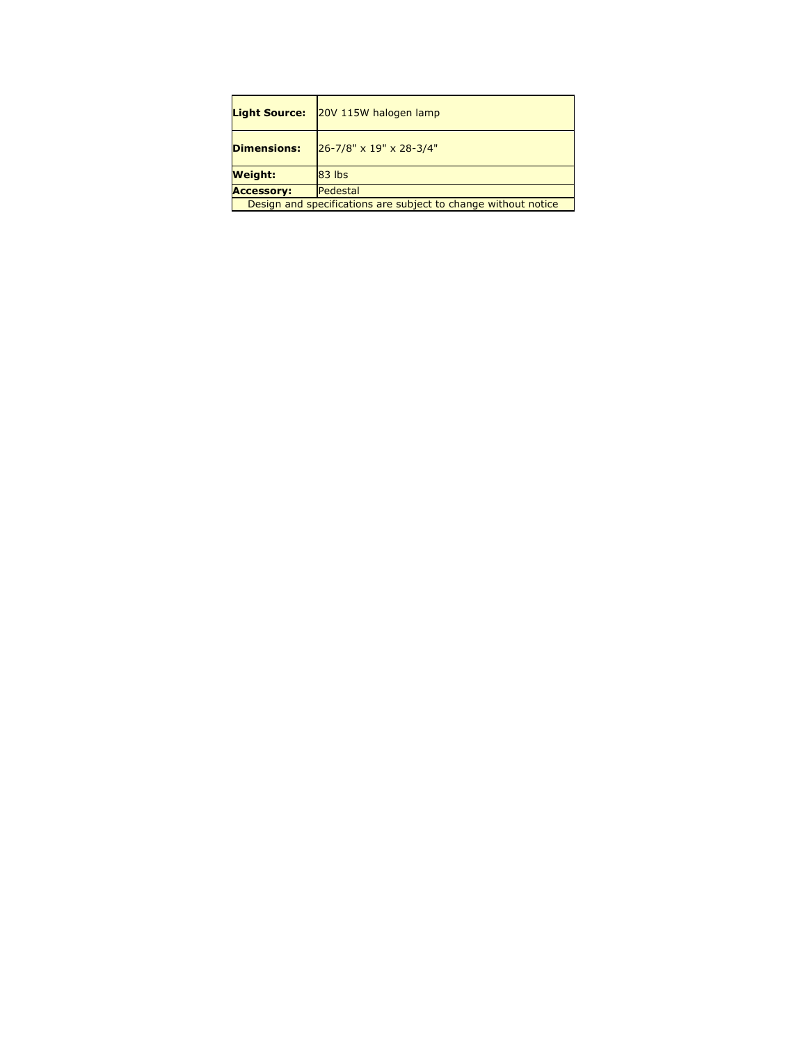| | |
|---|---|
| **Light Source:** | 20V 115W halogen lamp |
| **Dimensions:** | 26-7/8" x 19" x 28-3/4" |
| **Weight:** | 83 lbs |
| **Accessory:** | Pedestal |

Design and specifications are subject to change without notice